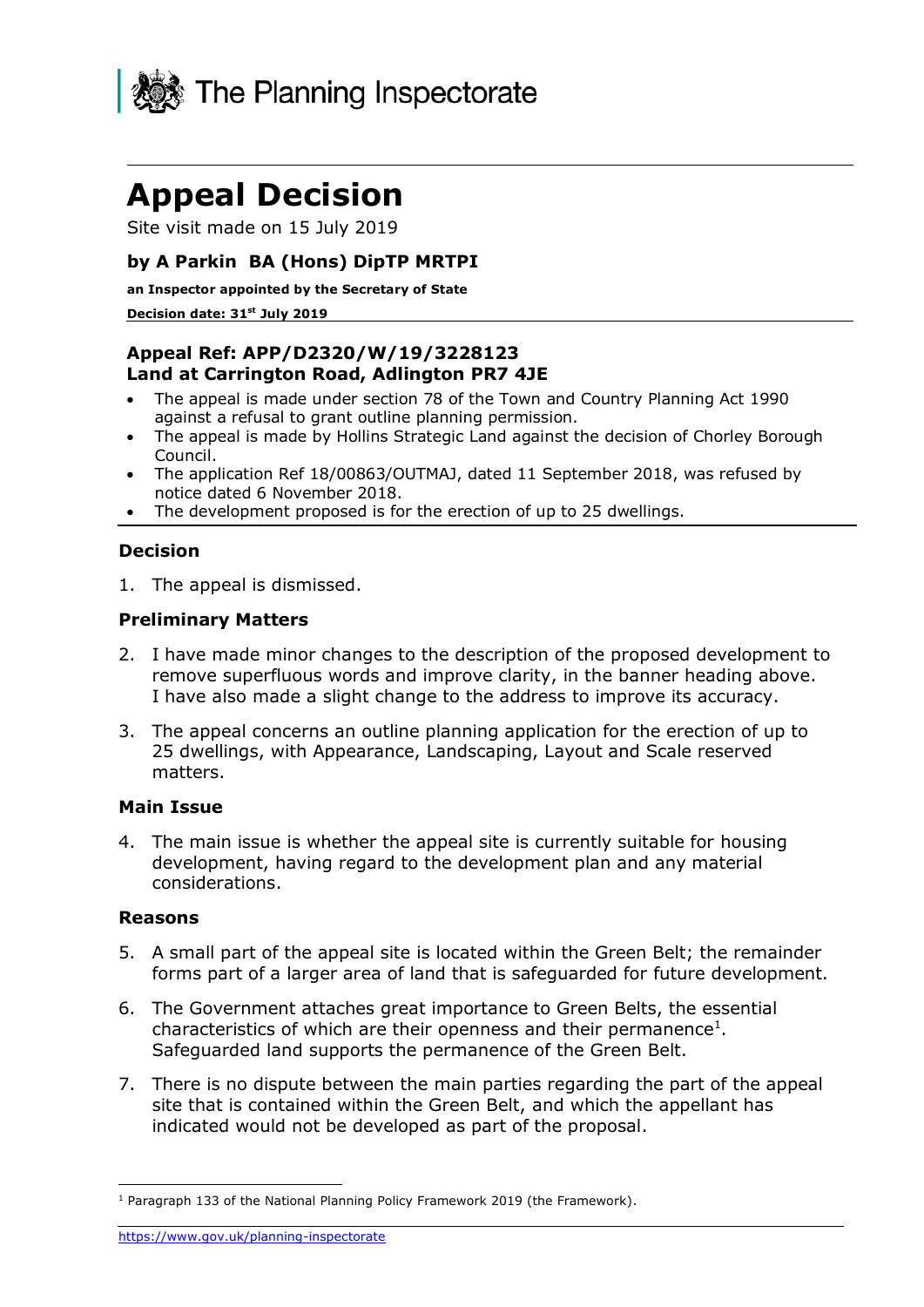The Planning Inspectorate

# Appeal Decision

Site visit made on 15 July 2019

### by A Parkin BA (Hons) DipTP MRTPI

**an Inspector appointed by the Secretary of State**

**Decision date: 31st July 2019**

---

**Appeal Ref: APP/D2320/W/19/3228123**
**Land at Carrington Road, Adlington PR7 4JE**

- The appeal is made under section 78 of the Town and Country Planning Act 1990 against a refusal to grant outline planning permission.
- The appeal is made by Hollins Strategic Land against the decision of Chorley Borough Council.
- The application Ref 18/00863/OUTMAJ, dated 11 September 2018, was refused by notice dated 6 November 2018.
- The development proposed is for the erection of up to 25 dwellings.

---

### Decision

1. The appeal is dismissed.

### Preliminary Matters

2. I have made minor changes to the description of the proposed development to remove superfluous words and improve clarity, in the banner heading above. I have also made a slight change to the address to improve its accuracy.

3. The appeal concerns an outline planning application for the erection of up to 25 dwellings, with Appearance, Landscaping, Layout and Scale reserved matters.

### Main Issue

4. The main issue is whether the appeal site is currently suitable for housing development, having regard to the development plan and any material considerations.

### Reasons

5. A small part of the appeal site is located within the Green Belt; the remainder forms part of a larger area of land that is safeguarded for future development.

6. The Government attaches great importance to Green Belts, the essential characteristics of which are their openness and their permanence[1]. Safeguarded land supports the permanence of the Green Belt.

7. There is no dispute between the main parties regarding the part of the appeal site that is contained within the Green Belt, and which the appellant has indicated would not be developed as part of the proposal.

---

[1] Paragraph 133 of the National Planning Policy Framework 2019 (the Framework).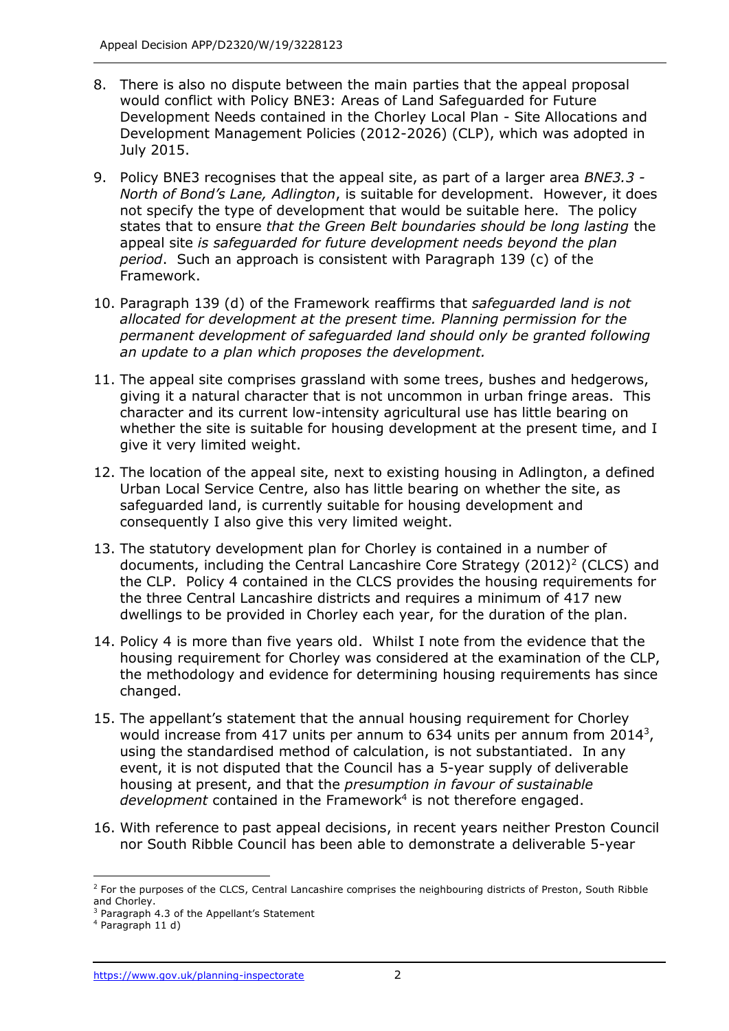8. There is also no dispute between the main parties that the appeal proposal would conflict with Policy BNE3: Areas of Land Safeguarded for Future Development Needs contained in the Chorley Local Plan - Site Allocations and Development Management Policies (2012-2026) (CLP), which was adopted in July 2015.

9. Policy BNE3 recognises that the appeal site, as part of a larger area *BNE3.3 - North of Bond's Lane, Adlington*, is suitable for development. However, it does not specify the type of development that would be suitable here. The policy states that to ensure *that the Green Belt boundaries should be long lasting* the appeal site *is safeguarded for future development needs beyond the plan period*. Such an approach is consistent with Paragraph 139 (c) of the Framework.

10. Paragraph 139 (d) of the Framework reaffirms that *safeguarded land is not allocated for development at the present time. Planning permission for the permanent development of safeguarded land should only be granted following an update to a plan which proposes the development.*

11. The appeal site comprises grassland with some trees, bushes and hedgerows, giving it a natural character that is not uncommon in urban fringe areas. This character and its current low-intensity agricultural use has little bearing on whether the site is suitable for housing development at the present time, and I give it very limited weight.

12. The location of the appeal site, next to existing housing in Adlington, a defined Urban Local Service Centre, also has little bearing on whether the site, as safeguarded land, is currently suitable for housing development and consequently I also give this very limited weight.

13. The statutory development plan for Chorley is contained in a number of documents, including the Central Lancashire Core Strategy (2012)[2] (CLCS) and the CLP. Policy 4 contained in the CLCS provides the housing requirements for the three Central Lancashire districts and requires a minimum of 417 new dwellings to be provided in Chorley each year, for the duration of the plan.

14. Policy 4 is more than five years old. Whilst I note from the evidence that the housing requirement for Chorley was considered at the examination of the CLP, the methodology and evidence for determining housing requirements has since changed.

15. The appellant's statement that the annual housing requirement for Chorley would increase from 417 units per annum to 634 units per annum from 2014[3], using the standardised method of calculation, is not substantiated. In any event, it is not disputed that the Council has a 5-year supply of deliverable housing at present, and that the *presumption in favour of sustainable development* contained in the Framework[4] is not therefore engaged.

16. With reference to past appeal decisions, in recent years neither Preston Council nor South Ribble Council has been able to demonstrate a deliverable 5-year

---

[2] For the purposes of the CLCS, Central Lancashire comprises the neighbouring districts of Preston, South Ribble and Chorley.

[3] Paragraph 4.3 of the Appellant's Statement

[4] Paragraph 11 d)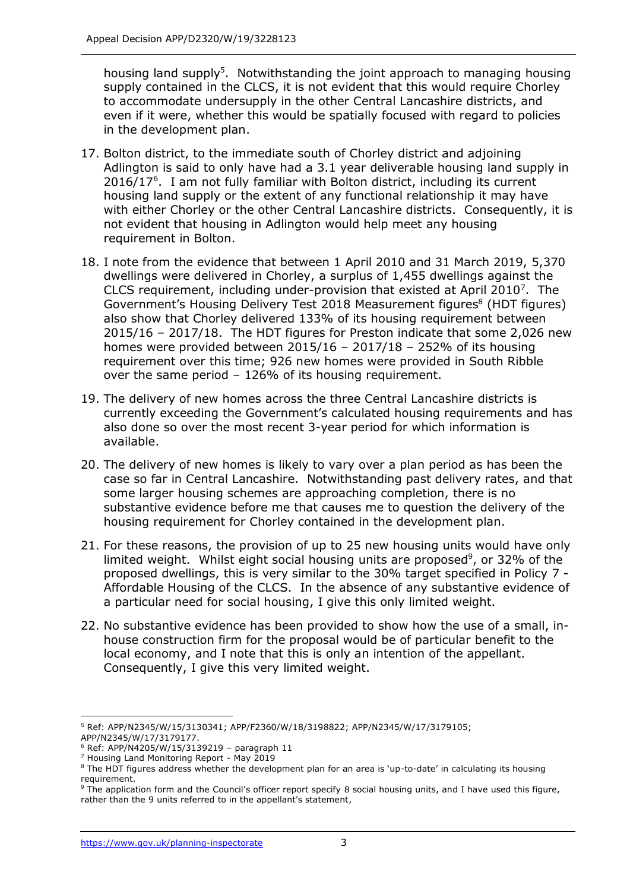housing land supply[5]. Notwithstanding the joint approach to managing housing supply contained in the CLCS, it is not evident that this would require Chorley to accommodate undersupply in the other Central Lancashire districts, and even if it were, whether this would be spatially focused with regard to policies in the development plan.

17. Bolton district, to the immediate south of Chorley district and adjoining Adlington is said to only have had a 3.1 year deliverable housing land supply in 2016/17[6]. I am not fully familiar with Bolton district, including its current housing land supply or the extent of any functional relationship it may have with either Chorley or the other Central Lancashire districts. Consequently, it is not evident that housing in Adlington would help meet any housing requirement in Bolton.

18. I note from the evidence that between 1 April 2010 and 31 March 2019, 5,370 dwellings were delivered in Chorley, a surplus of 1,455 dwellings against the CLCS requirement, including under-provision that existed at April 2010[7]. The Government's Housing Delivery Test 2018 Measurement figures[8] (HDT figures) also show that Chorley delivered 133% of its housing requirement between 2015/16 – 2017/18. The HDT figures for Preston indicate that some 2,026 new homes were provided between 2015/16 – 2017/18 – 252% of its housing requirement over this time; 926 new homes were provided in South Ribble over the same period – 126% of its housing requirement.

19. The delivery of new homes across the three Central Lancashire districts is currently exceeding the Government's calculated housing requirements and has also done so over the most recent 3-year period for which information is available.

20. The delivery of new homes is likely to vary over a plan period as has been the case so far in Central Lancashire. Notwithstanding past delivery rates, and that some larger housing schemes are approaching completion, there is no substantive evidence before me that causes me to question the delivery of the housing requirement for Chorley contained in the development plan.

21. For these reasons, the provision of up to 25 new housing units would have only limited weight. Whilst eight social housing units are proposed[9], or 32% of the proposed dwellings, this is very similar to the 30% target specified in Policy 7 - Affordable Housing of the CLCS. In the absence of any substantive evidence of a particular need for social housing, I give this only limited weight.

22. No substantive evidence has been provided to show how the use of a small, in-house construction firm for the proposal would be of particular benefit to the local economy, and I note that this is only an intention of the appellant. Consequently, I give this very limited weight.

---

[5] Ref: APP/N2345/W/15/3130341; APP/F2360/W/18/3198822; APP/N2345/W/17/3179105; APP/N2345/W/17/3179177.

[6] Ref: APP/N4205/W/15/3139219 – paragraph 11

[7] Housing Land Monitoring Report - May 2019

[8] The HDT figures address whether the development plan for an area is 'up-to-date' in calculating its housing requirement.

[9] The application form and the Council's officer report specify 8 social housing units, and I have used this figure, rather than the 9 units referred to in the appellant's statement,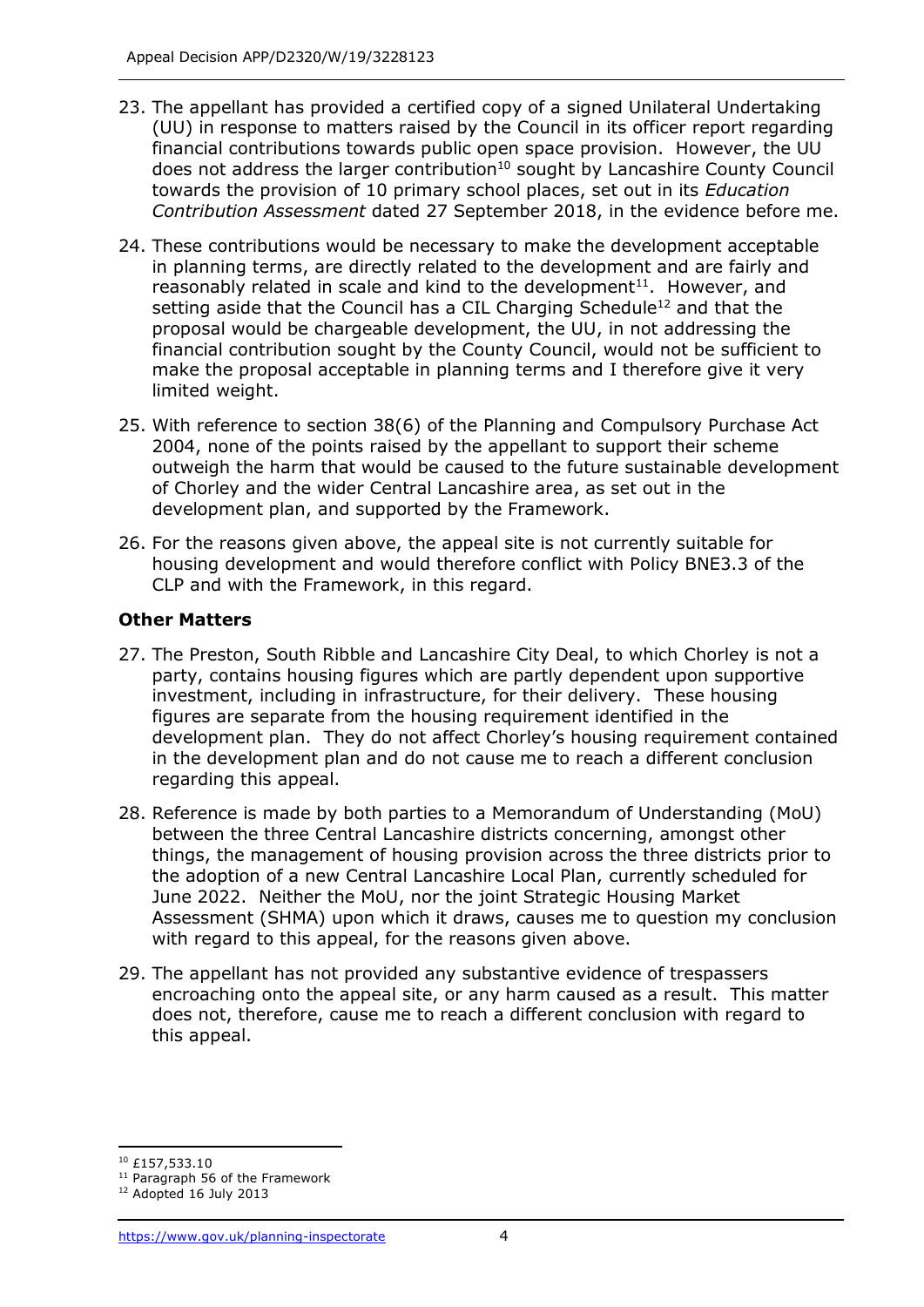23. The appellant has provided a certified copy of a signed Unilateral Undertaking (UU) in response to matters raised by the Council in its officer report regarding financial contributions towards public open space provision. However, the UU does not address the larger contribution[10] sought by Lancashire County Council towards the provision of 10 primary school places, set out in its *Education Contribution Assessment* dated 27 September 2018, in the evidence before me.

24. These contributions would be necessary to make the development acceptable in planning terms, are directly related to the development and are fairly and reasonably related in scale and kind to the development[11]. However, and setting aside that the Council has a CIL Charging Schedule[12] and that the proposal would be chargeable development, the UU, in not addressing the financial contribution sought by the County Council, would not be sufficient to make the proposal acceptable in planning terms and I therefore give it very limited weight.

25. With reference to section 38(6) of the Planning and Compulsory Purchase Act 2004, none of the points raised by the appellant to support their scheme outweigh the harm that would be caused to the future sustainable development of Chorley and the wider Central Lancashire area, as set out in the development plan, and supported by the Framework.

26. For the reasons given above, the appeal site is not currently suitable for housing development and would therefore conflict with Policy BNE3.3 of the CLP and with the Framework, in this regard.

### Other Matters

27. The Preston, South Ribble and Lancashire City Deal, to which Chorley is not a party, contains housing figures which are partly dependent upon supportive investment, including in infrastructure, for their delivery. These housing figures are separate from the housing requirement identified in the development plan. They do not affect Chorley's housing requirement contained in the development plan and do not cause me to reach a different conclusion regarding this appeal.

28. Reference is made by both parties to a Memorandum of Understanding (MoU) between the three Central Lancashire districts concerning, amongst other things, the management of housing provision across the three districts prior to the adoption of a new Central Lancashire Local Plan, currently scheduled for June 2022. Neither the MoU, nor the joint Strategic Housing Market Assessment (SHMA) upon which it draws, causes me to question my conclusion with regard to this appeal, for the reasons given above.

29. The appellant has not provided any substantive evidence of trespassers encroaching onto the appeal site, or any harm caused as a result. This matter does not, therefore, cause me to reach a different conclusion with regard to this appeal.

---

[10] £157,533.10

[11] Paragraph 56 of the Framework

[12] Adopted 16 July 2013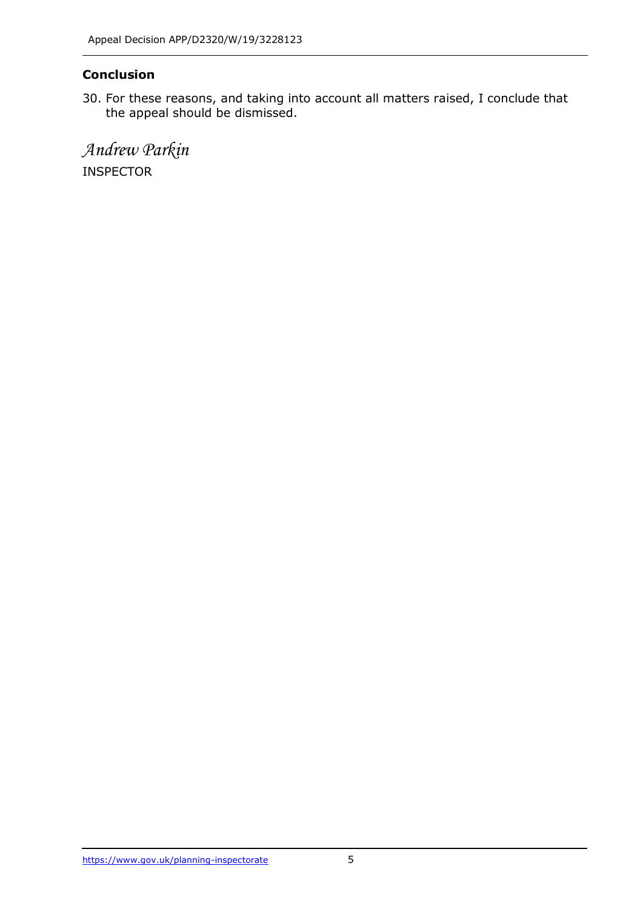## Conclusion

30. For these reasons, and taking into account all matters raised, I conclude that the appeal should be dismissed.

*Andrew Parkin*

INSPECTOR